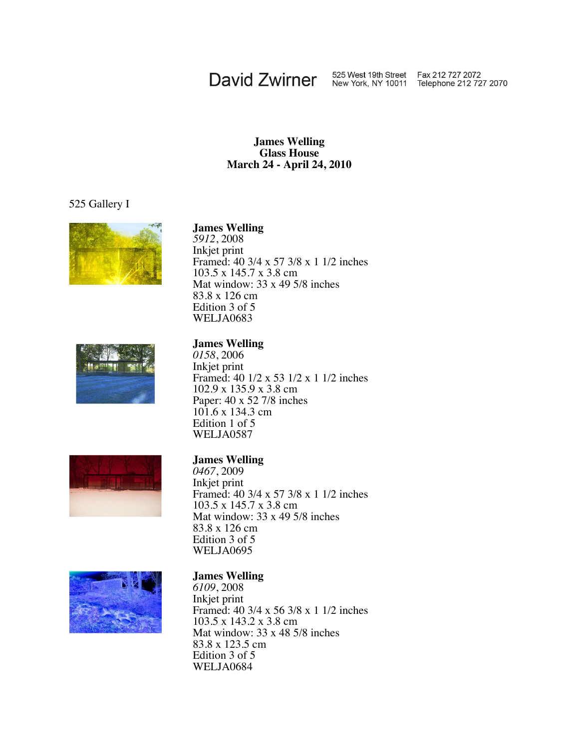David Zwirner 525 West 19th Street New York, NY 10011 Fax 212 727 2072 Telephone 212 727 2070

**James Welling**
**Glass House**
**March 24 - April 24, 2010**

525 Gallery I

**James Welling**
*5912*, 2008
Inkjet print
Framed: 40 3/4 x 57 3/8 x 1 1/2 inches
103.5 x 145.7 x 3.8 cm
Mat window: 33 x 49 5/8 inches
83.8 x 126 cm
Edition 3 of 5
WELJA0683

**James Welling**
*0158*, 2006
Inkjet print
Framed: 40 1/2 x 53 1/2 x 1 1/2 inches
102.9 x 135.9 x 3.8 cm
Paper: 40 x 52 7/8 inches
101.6 x 134.3 cm
Edition 1 of 5
WELJA0587

**James Welling**
*0467*, 2009
Inkjet print
Framed: 40 3/4 x 57 3/8 x 1 1/2 inches
103.5 x 145.7 x 3.8 cm
Mat window: 33 x 49 5/8 inches
83.8 x 126 cm
Edition 3 of 5
WELJA0695

**James Welling**
*6109*, 2008
Inkjet print
Framed: 40 3/4 x 56 3/8 x 1 1/2 inches
103.5 x 143.2 x 3.8 cm
Mat window: 33 x 48 5/8 inches
83.8 x 123.5 cm
Edition 3 of 5
WELJA0684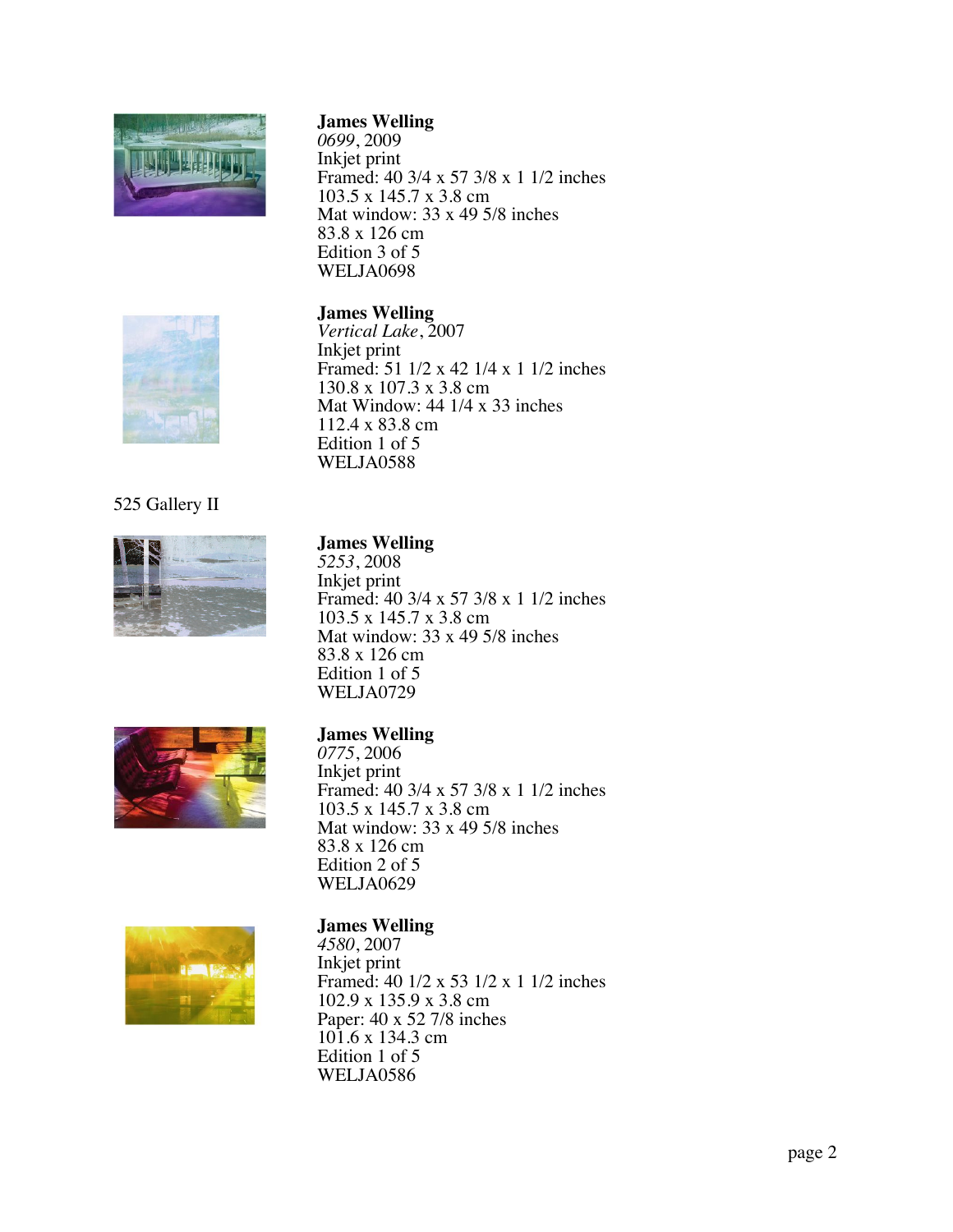**James Welling**
*0699*, 2009
Inkjet print
Framed: 40 3/4 x 57 3/8 x 1 1/2 inches
103.5 x 145.7 x 3.8 cm
Mat window: 33 x 49 5/8 inches
83.8 x 126 cm
Edition 3 of 5
WELJA0698

**James Welling**
*Vertical Lake*, 2007
Inkjet print
Framed: 51 1/2 x 42 1/4 x 1 1/2 inches
130.8 x 107.3 x 3.8 cm
Mat Window: 44 1/4 x 33 inches
112.4 x 83.8 cm
Edition 1 of 5
WELJA0588

525 Gallery II

**James Welling**
*5253*, 2008
Inkjet print
Framed: 40 3/4 x 57 3/8 x 1 1/2 inches
103.5 x 145.7 x 3.8 cm
Mat window: 33 x 49 5/8 inches
83.8 x 126 cm
Edition 1 of 5
WELJA0729

**James Welling**
*0775*, 2006
Inkjet print
Framed: 40 3/4 x 57 3/8 x 1 1/2 inches
103.5 x 145.7 x 3.8 cm
Mat window: 33 x 49 5/8 inches
83.8 x 126 cm
Edition 2 of 5
WELJA0629

**James Welling**
*4580*, 2007
Inkjet print
Framed: 40 1/2 x 53 1/2 x 1 1/2 inches
102.9 x 135.9 x 3.8 cm
Paper: 40 x 52 7/8 inches
101.6 x 134.3 cm
Edition 1 of 5
WELJA0586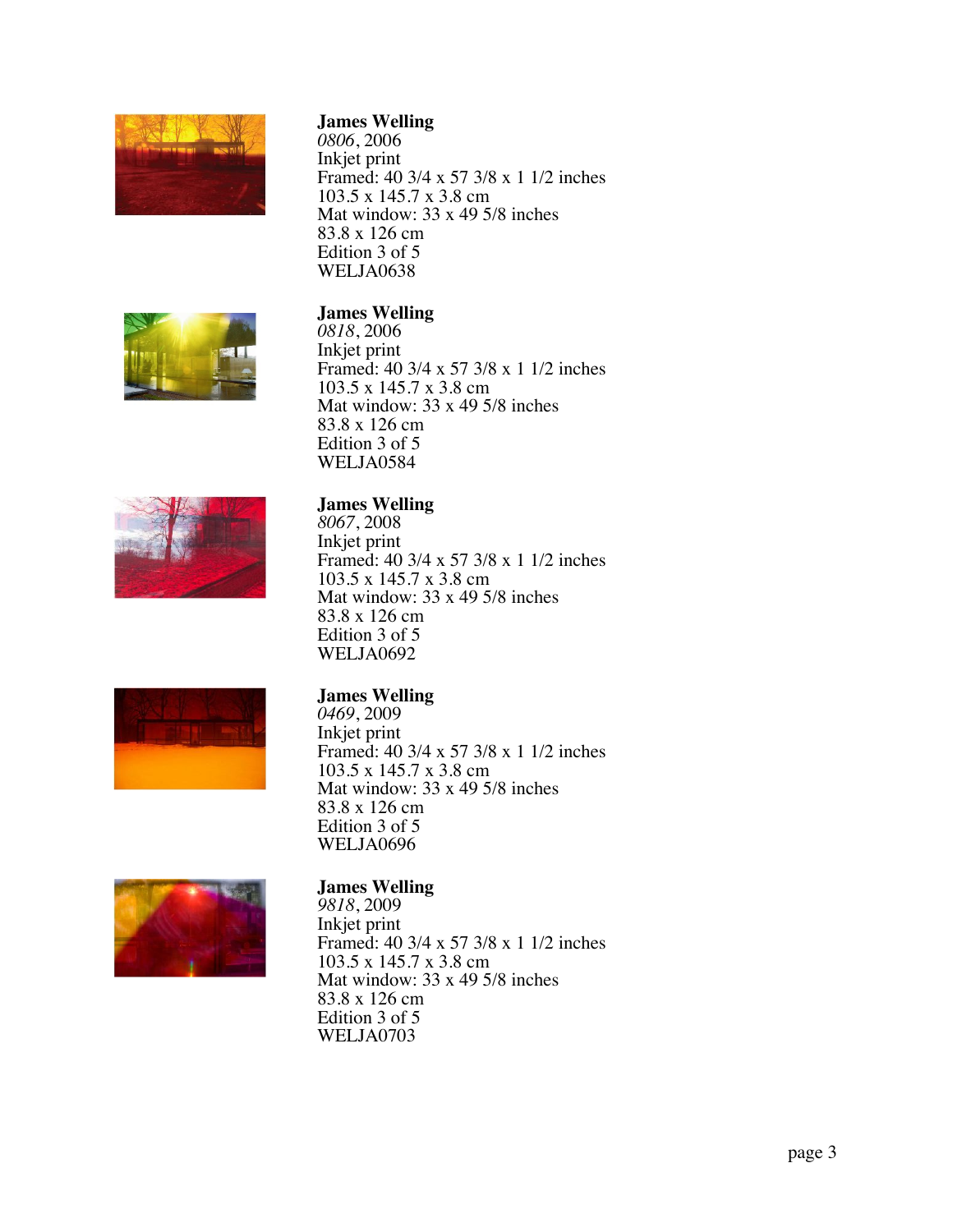**James Welling**
*0806*, 2006
Inkjet print
Framed: 40 3/4 x 57 3/8 x 1 1/2 inches
103.5 x 145.7 x 3.8 cm
Mat window: 33 x 49 5/8 inches
83.8 x 126 cm
Edition 3 of 5
WELJA0638

**James Welling**
*0818*, 2006
Inkjet print
Framed: 40 3/4 x 57 3/8 x 1 1/2 inches
103.5 x 145.7 x 3.8 cm
Mat window: 33 x 49 5/8 inches
83.8 x 126 cm
Edition 3 of 5
WELJA0584

**James Welling**
*8067*, 2008
Inkjet print
Framed: 40 3/4 x 57 3/8 x 1 1/2 inches
103.5 x 145.7 x 3.8 cm
Mat window: 33 x 49 5/8 inches
83.8 x 126 cm
Edition 3 of 5
WELJA0692

**James Welling**
*0469*, 2009
Inkjet print
Framed: 40 3/4 x 57 3/8 x 1 1/2 inches
103.5 x 145.7 x 3.8 cm
Mat window: 33 x 49 5/8 inches
83.8 x 126 cm
Edition 3 of 5
WELJA0696

**James Welling**
*9818*, 2009
Inkjet print
Framed: 40 3/4 x 57 3/8 x 1 1/2 inches
103.5 x 145.7 x 3.8 cm
Mat window: 33 x 49 5/8 inches
83.8 x 126 cm
Edition 3 of 5
WELJA0703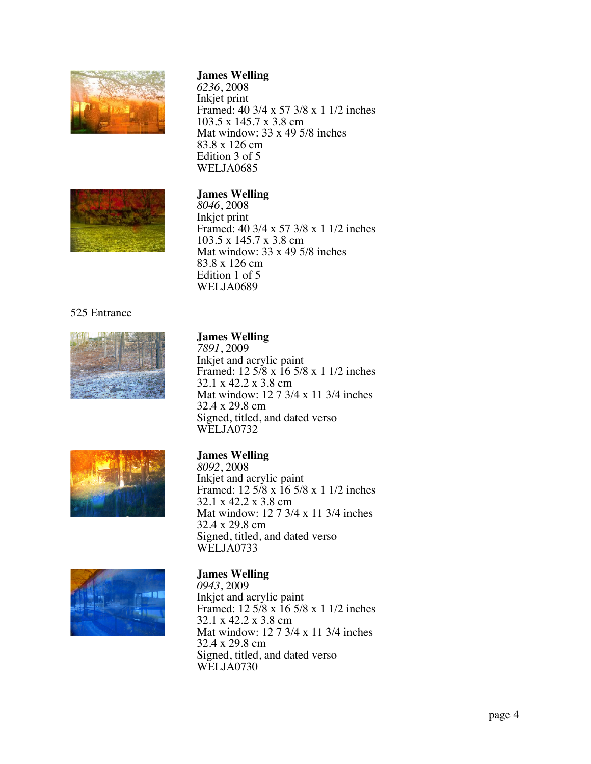**James Welling**
*6236*, 2008
Inkjet print
Framed: 40 3/4 x 57 3/8 x 1 1/2 inches
103.5 x 145.7 x 3.8 cm
Mat window: 33 x 49 5/8 inches
83.8 x 126 cm
Edition 3 of 5
WELJA0685

**James Welling**
*8046*, 2008
Inkjet print
Framed: 40 3/4 x 57 3/8 x 1 1/2 inches
103.5 x 145.7 x 3.8 cm
Mat window: 33 x 49 5/8 inches
83.8 x 126 cm
Edition 1 of 5
WELJA0689

525 Entrance

**James Welling**
*7891*, 2009
Inkjet and acrylic paint
Framed: 12 5/8 x 16 5/8 x 1 1/2 inches
32.1 x 42.2 x 3.8 cm
Mat window: 12 7 3/4 x 11 3/4 inches
32.4 x 29.8 cm
Signed, titled, and dated verso
WELJA0732

**James Welling**
*8092*, 2008
Inkjet and acrylic paint
Framed: 12 5/8 x 16 5/8 x 1 1/2 inches
32.1 x 42.2 x 3.8 cm
Mat window: 12 7 3/4 x 11 3/4 inches
32.4 x 29.8 cm
Signed, titled, and dated verso
WELJA0733

**James Welling**
*0943*, 2009
Inkjet and acrylic paint
Framed: 12 5/8 x 16 5/8 x 1 1/2 inches
32.1 x 42.2 x 3.8 cm
Mat window: 12 7 3/4 x 11 3/4 inches
32.4 x 29.8 cm
Signed, titled, and dated verso
WELJA0730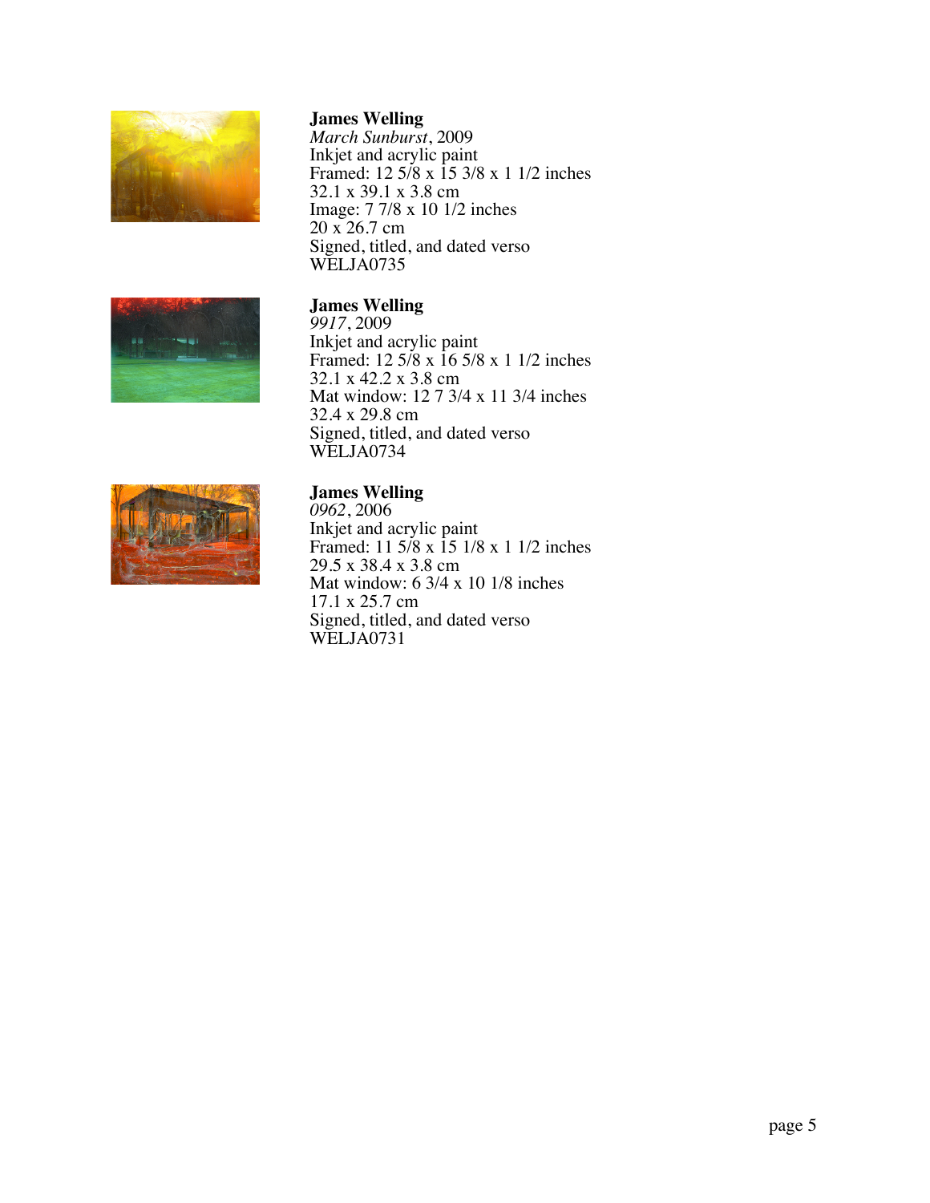**James Welling**
*March Sunburst*, 2009
Inkjet and acrylic paint
Framed: 12 5/8 x 15 3/8 x 1 1/2 inches
32.1 x 39.1 x 3.8 cm
Image: 7 7/8 x 10 1/2 inches
20 x 26.7 cm
Signed, titled, and dated verso
WELJA0735

**James Welling**
*9917*, 2009
Inkjet and acrylic paint
Framed: 12 5/8 x 16 5/8 x 1 1/2 inches
32.1 x 42.2 x 3.8 cm
Mat window: 12 7 3/4 x 11 3/4 inches
32.4 x 29.8 cm
Signed, titled, and dated verso
WELJA0734

**James Welling**
*0962*, 2006
Inkjet and acrylic paint
Framed: 11 5/8 x 15 1/8 x 1 1/2 inches
29.5 x 38.4 x 3.8 cm
Mat window: 6 3/4 x 10 1/8 inches
17.1 x 25.7 cm
Signed, titled, and dated verso
WELJA0731